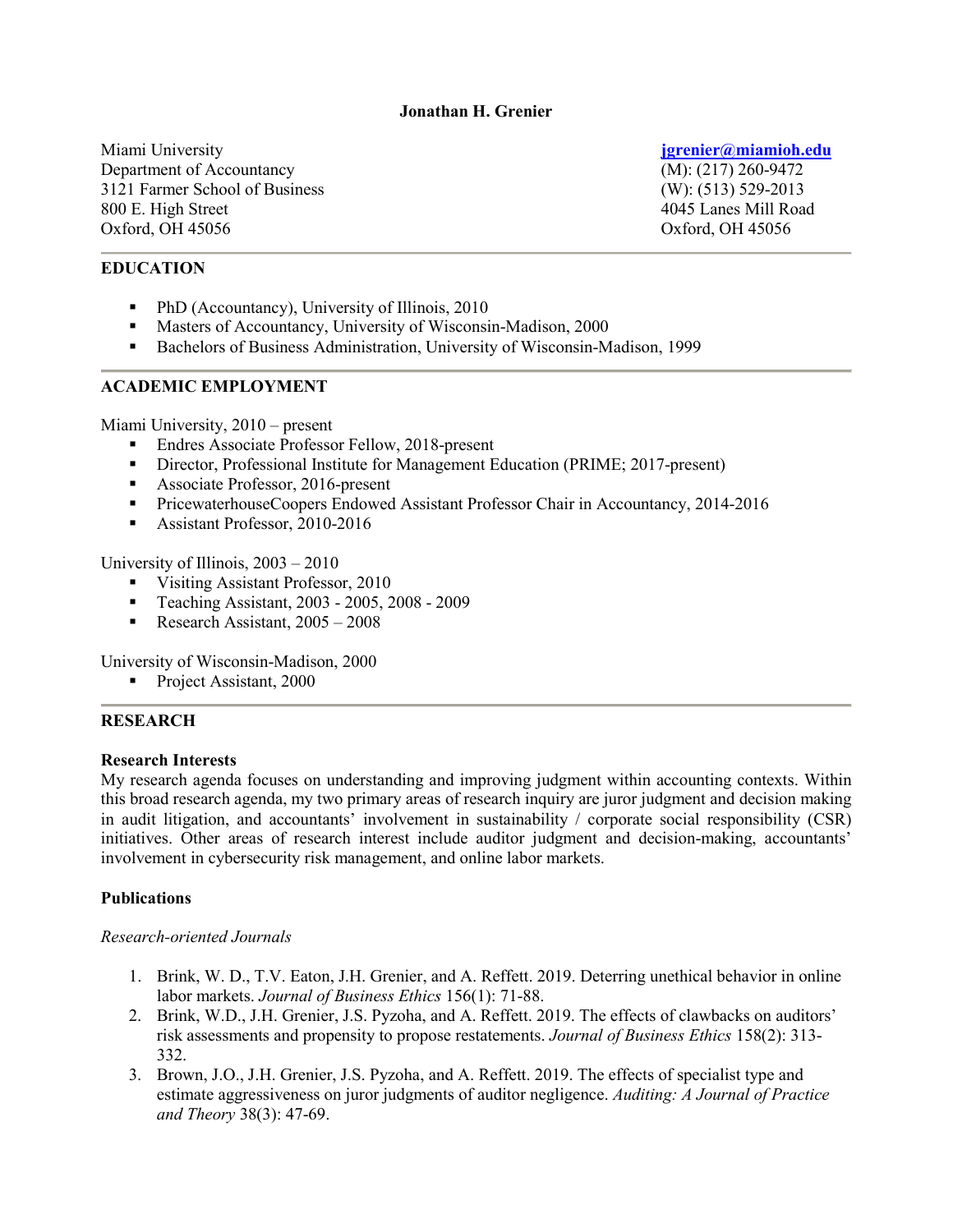# Jonathan H. Grenier

Miami University
Department of Accountancy
3121 Farmer School of Business
800 E. High Street
Oxford, OH 45056

**jgrenier@miamioh.edu**
(M): (217) 260-9472
(W): (513) 529-2013
4045 Lanes Mill Road
Oxford, OH 45056

## EDUCATION

- PhD (Accountancy), University of Illinois, 2010
- Masters of Accountancy, University of Wisconsin-Madison, 2000
- Bachelors of Business Administration, University of Wisconsin-Madison, 1999

## ACADEMIC EMPLOYMENT

Miami University, 2010 – present

- Endres Associate Professor Fellow, 2018-present
- Director, Professional Institute for Management Education (PRIME; 2017-present)
- Associate Professor, 2016-present
- PricewaterhouseCoopers Endowed Assistant Professor Chair in Accountancy, 2014-2016
- Assistant Professor, 2010-2016

University of Illinois, 2003 – 2010

- Visiting Assistant Professor, 2010
- Teaching Assistant, 2003 - 2005, 2008 - 2009
- Research Assistant, 2005 – 2008

University of Wisconsin-Madison, 2000

- Project Assistant, 2000

## RESEARCH

### Research Interests

My research agenda focuses on understanding and improving judgment within accounting contexts. Within this broad research agenda, my two primary areas of research inquiry are juror judgment and decision making in audit litigation, and accountants' involvement in sustainability / corporate social responsibility (CSR) initiatives. Other areas of research interest include auditor judgment and decision-making, accountants' involvement in cybersecurity risk management, and online labor markets.

### Publications

*Research-oriented Journals*

1. Brink, W. D., T.V. Eaton, J.H. Grenier, and A. Reffett. 2019. Deterring unethical behavior in online labor markets. *Journal of Business Ethics* 156(1): 71-88.
2. Brink, W.D., J.H. Grenier, J.S. Pyzoha, and A. Reffett. 2019. The effects of clawbacks on auditors' risk assessments and propensity to propose restatements. *Journal of Business Ethics* 158(2): 313-332.
3. Brown, J.O., J.H. Grenier, J.S. Pyzoha, and A. Reffett. 2019. The effects of specialist type and estimate aggressiveness on juror judgments of auditor negligence. *Auditing: A Journal of Practice and Theory* 38(3): 47-69.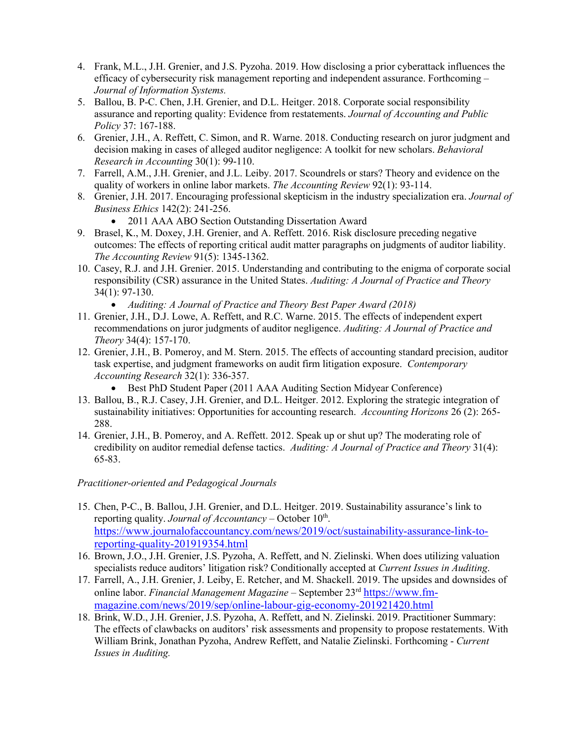4. Frank, M.L., J.H. Grenier, and J.S. Pyzoha. 2019. How disclosing a prior cyberattack influences the efficacy of cybersecurity risk management reporting and independent assurance. Forthcoming – *Journal of Information Systems.*
5. Ballou, B. P-C. Chen, J.H. Grenier, and D.L. Heitger. 2018. Corporate social responsibility assurance and reporting quality: Evidence from restatements. *Journal of Accounting and Public Policy* 37: 167-188.
6. Grenier, J.H., A. Reffett, C. Simon, and R. Warne. 2018. Conducting research on juror judgment and decision making in cases of alleged auditor negligence: A toolkit for new scholars. *Behavioral Research in Accounting* 30(1): 99-110.
7. Farrell, A.M., J.H. Grenier, and J.L. Leiby. 2017. Scoundrels or stars? Theory and evidence on the quality of workers in online labor markets. *The Accounting Review* 92(1): 93-114.
8. Grenier, J.H. 2017. Encouraging professional skepticism in the industry specialization era. *Journal of Business Ethics* 142(2): 241-256.
    - 2011 AAA ABO Section Outstanding Dissertation Award
9. Brasel, K., M. Doxey, J.H. Grenier, and A. Reffett. 2016. Risk disclosure preceding negative outcomes: The effects of reporting critical audit matter paragraphs on judgments of auditor liability. *The Accounting Review* 91(5): 1345-1362.
10. Casey, R.J. and J.H. Grenier. 2015. Understanding and contributing to the enigma of corporate social responsibility (CSR) assurance in the United States. *Auditing: A Journal of Practice and Theory* 34(1): 97-130.
    - *Auditing: A Journal of Practice and Theory Best Paper Award (2018)*
11. Grenier, J.H., D.J. Lowe, A. Reffett, and R.C. Warne. 2015. The effects of independent expert recommendations on juror judgments of auditor negligence. *Auditing: A Journal of Practice and Theory* 34(4): 157-170.
12. Grenier, J.H., B. Pomeroy, and M. Stern. 2015. The effects of accounting standard precision, auditor task expertise, and judgment frameworks on audit firm litigation exposure. *Contemporary Accounting Research* 32(1): 336-357.
    - Best PhD Student Paper (2011 AAA Auditing Section Midyear Conference)
13. Ballou, B., R.J. Casey, J.H. Grenier, and D.L. Heitger. 2012. Exploring the strategic integration of sustainability initiatives: Opportunities for accounting research. *Accounting Horizons* 26 (2): 265-288.
14. Grenier, J.H., B. Pomeroy, and A. Reffett. 2012. Speak up or shut up? The moderating role of credibility on auditor remedial defense tactics. *Auditing: A Journal of Practice and Theory* 31(4): 65-83.

*Practitioner-oriented and Pedagogical Journals*

15. Chen, P-C., B. Ballou, J.H. Grenier, and D.L. Heitger. 2019. Sustainability assurance's link to reporting quality. *Journal of Accountancy* – October 10th. https://www.journalofaccountancy.com/news/2019/oct/sustainability-assurance-link-to-reporting-quality-201919354.html
16. Brown, J.O., J.H. Grenier, J.S. Pyzoha, A. Reffett, and N. Zielinski. When does utilizing valuation specialists reduce auditors' litigation risk? Conditionally accepted at *Current Issues in Auditing*.
17. Farrell, A., J.H. Grenier, J. Leiby, E. Retcher, and M. Shackell. 2019. The upsides and downsides of online labor. *Financial Management Magazine* – September 23rd https://www.fm-magazine.com/news/2019/sep/online-labour-gig-economy-201921420.html
18. Brink, W.D., J.H. Grenier, J.S. Pyzoha, A. Reffett, and N. Zielinski. 2019. Practitioner Summary: The effects of clawbacks on auditors' risk assessments and propensity to propose restatements. With William Brink, Jonathan Pyzoha, Andrew Reffett, and Natalie Zielinski. Forthcoming - *Current Issues in Auditing.*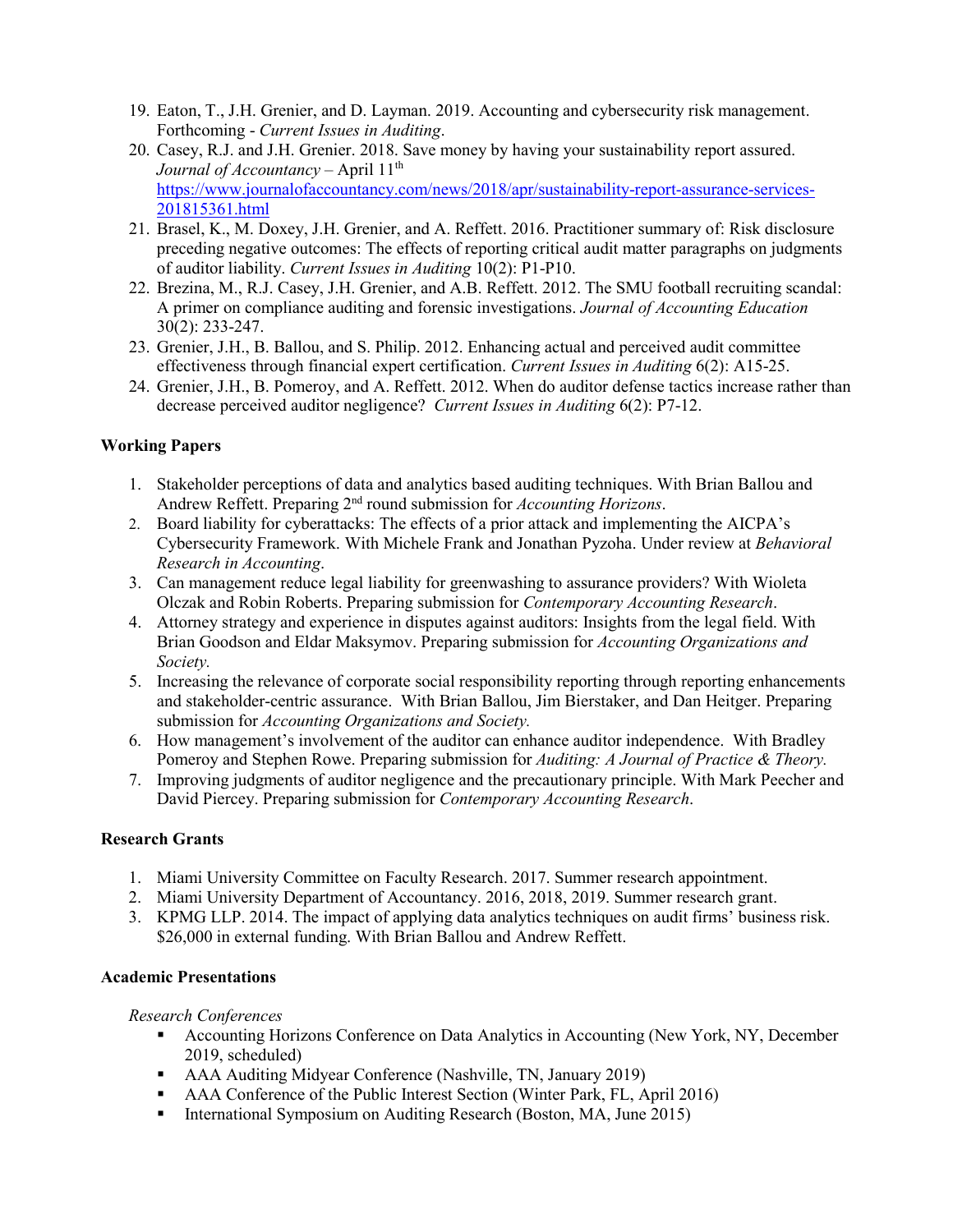19. Eaton, T., J.H. Grenier, and D. Layman. 2019. Accounting and cybersecurity risk management. Forthcoming - *Current Issues in Auditing*.
20. Casey, R.J. and J.H. Grenier. 2018. Save money by having your sustainability report assured. *Journal of Accountancy* – April 11th https://www.journalofaccountancy.com/news/2018/apr/sustainability-report-assurance-services-201815361.html
21. Brasel, K., M. Doxey, J.H. Grenier, and A. Reffett. 2016. Practitioner summary of: Risk disclosure preceding negative outcomes: The effects of reporting critical audit matter paragraphs on judgments of auditor liability. *Current Issues in Auditing* 10(2): P1-P10.
22. Brezina, M., R.J. Casey, J.H. Grenier, and A.B. Reffett. 2012. The SMU football recruiting scandal: A primer on compliance auditing and forensic investigations. *Journal of Accounting Education* 30(2): 233-247.
23. Grenier, J.H., B. Ballou, and S. Philip. 2012. Enhancing actual and perceived audit committee effectiveness through financial expert certification. *Current Issues in Auditing* 6(2): A15-25.
24. Grenier, J.H., B. Pomeroy, and A. Reffett. 2012. When do auditor defense tactics increase rather than decrease perceived auditor negligence? *Current Issues in Auditing* 6(2): P7-12.

**Working Papers**

1. Stakeholder perceptions of data and analytics based auditing techniques. With Brian Ballou and Andrew Reffett. Preparing 2nd round submission for *Accounting Horizons*.
2. Board liability for cyberattacks: The effects of a prior attack and implementing the AICPA's Cybersecurity Framework. With Michele Frank and Jonathan Pyzoha. Under review at *Behavioral Research in Accounting*.
3. Can management reduce legal liability for greenwashing to assurance providers? With Wioleta Olczak and Robin Roberts. Preparing submission for *Contemporary Accounting Research*.
4. Attorney strategy and experience in disputes against auditors: Insights from the legal field. With Brian Goodson and Eldar Maksymov. Preparing submission for *Accounting Organizations and Society.*
5. Increasing the relevance of corporate social responsibility reporting through reporting enhancements and stakeholder-centric assurance. With Brian Ballou, Jim Bierstaker, and Dan Heitger. Preparing submission for *Accounting Organizations and Society.*
6. How management's involvement of the auditor can enhance auditor independence. With Bradley Pomeroy and Stephen Rowe. Preparing submission for *Auditing: A Journal of Practice & Theory.*
7. Improving judgments of auditor negligence and the precautionary principle. With Mark Peecher and David Piercey. Preparing submission for *Contemporary Accounting Research*.

**Research Grants**

1. Miami University Committee on Faculty Research. 2017. Summer research appointment.
2. Miami University Department of Accountancy. 2016, 2018, 2019. Summer research grant.
3. KPMG LLP. 2014. The impact of applying data analytics techniques on audit firms' business risk. $26,000 in external funding. With Brian Ballou and Andrew Reffett.

**Academic Presentations**

*Research Conferences*

- Accounting Horizons Conference on Data Analytics in Accounting (New York, NY, December 2019, scheduled)
- AAA Auditing Midyear Conference (Nashville, TN, January 2019)
- AAA Conference of the Public Interest Section (Winter Park, FL, April 2016)
- International Symposium on Auditing Research (Boston, MA, June 2015)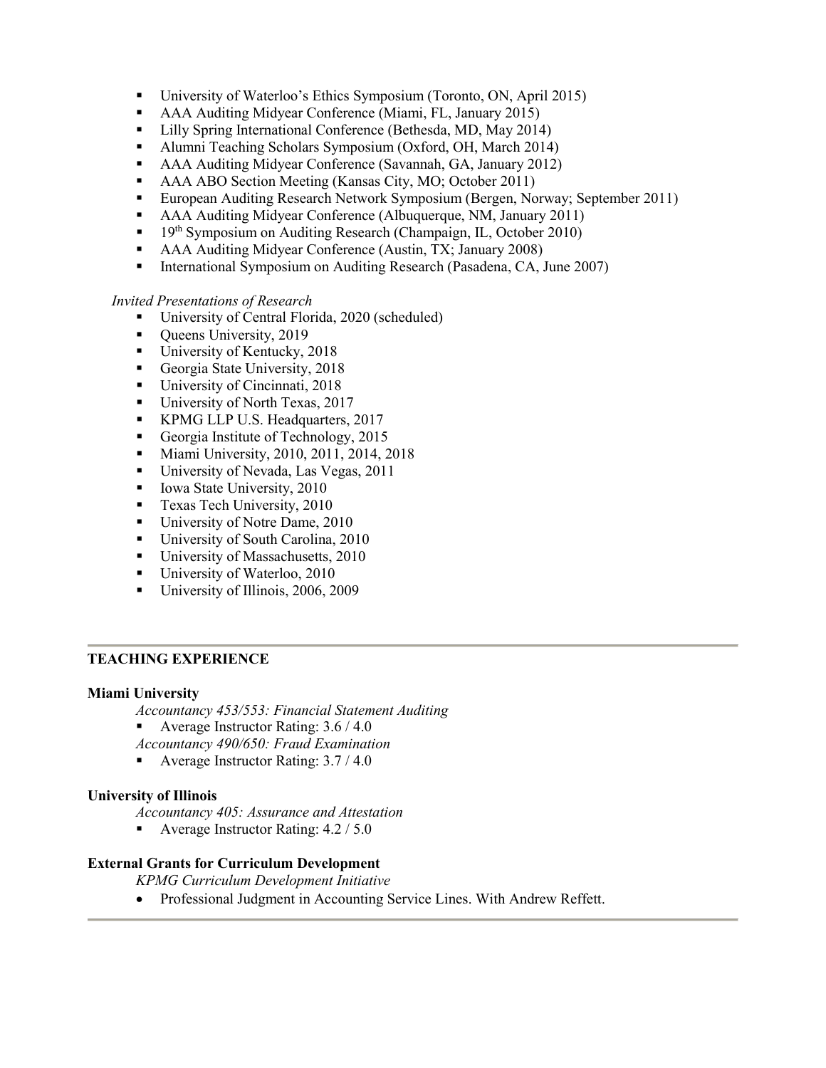- University of Waterloo's Ethics Symposium (Toronto, ON, April 2015)
- AAA Auditing Midyear Conference (Miami, FL, January 2015)
- Lilly Spring International Conference (Bethesda, MD, May 2014)
- Alumni Teaching Scholars Symposium (Oxford, OH, March 2014)
- AAA Auditing Midyear Conference (Savannah, GA, January 2012)
- AAA ABO Section Meeting (Kansas City, MO; October 2011)
- European Auditing Research Network Symposium (Bergen, Norway; September 2011)
- AAA Auditing Midyear Conference (Albuquerque, NM, January 2011)
- 19th Symposium on Auditing Research (Champaign, IL, October 2010)
- AAA Auditing Midyear Conference (Austin, TX; January 2008)
- International Symposium on Auditing Research (Pasadena, CA, June 2007)

*Invited Presentations of Research*

- University of Central Florida, 2020 (scheduled)
- Queens University, 2019
- University of Kentucky, 2018
- Georgia State University, 2018
- University of Cincinnati, 2018
- University of North Texas, 2017
- KPMG LLP U.S. Headquarters, 2017
- Georgia Institute of Technology, 2015
- Miami University, 2010, 2011, 2014, 2018
- University of Nevada, Las Vegas, 2011
- Iowa State University, 2010
- Texas Tech University, 2010
- University of Notre Dame, 2010
- University of South Carolina, 2010
- University of Massachusetts, 2010
- University of Waterloo, 2010
- University of Illinois, 2006, 2009

## TEACHING EXPERIENCE

**Miami University**

*Accountancy 453/553: Financial Statement Auditing*

- Average Instructor Rating: 3.6 / 4.0

*Accountancy 490/650: Fraud Examination*

- Average Instructor Rating: 3.7 / 4.0

**University of Illinois**

*Accountancy 405: Assurance and Attestation*

- Average Instructor Rating: 4.2 / 5.0

**External Grants for Curriculum Development**

*KPMG Curriculum Development Initiative*

- Professional Judgment in Accounting Service Lines. With Andrew Reffett.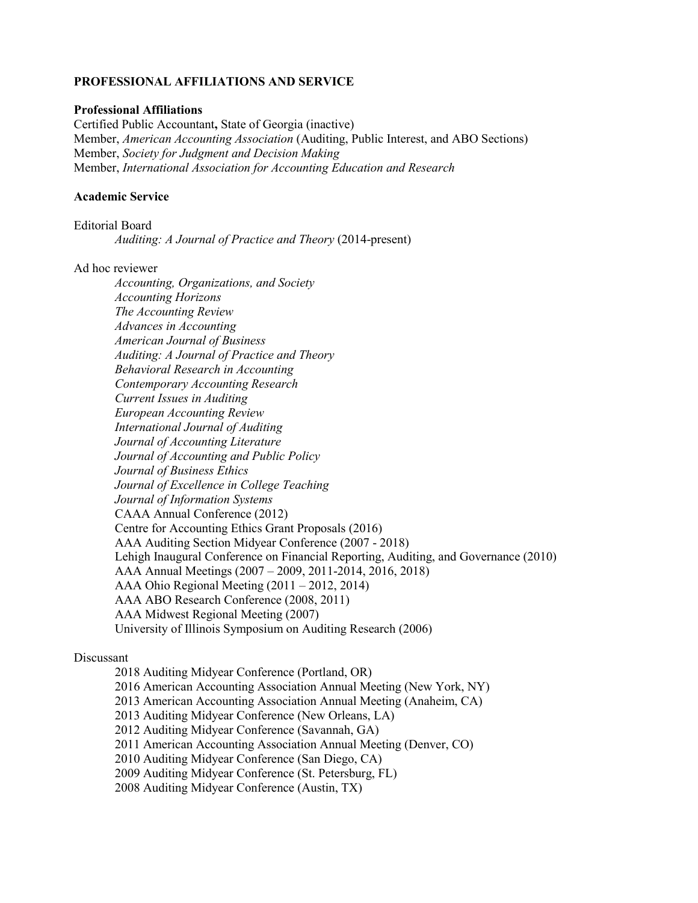## PROFESSIONAL AFFILIATIONS AND SERVICE

### Professional Affiliations

Certified Public Accountant**,** State of Georgia (inactive)
Member, *American Accounting Association* (Auditing, Public Interest, and ABO Sections)
Member, *Society for Judgment and Decision Making*
Member, *International Association for Accounting Education and Research*

### Academic Service

Editorial Board

- *Auditing: A Journal of Practice and Theory* (2014-present)

Ad hoc reviewer

- *Accounting, Organizations, and Society*
- *Accounting Horizons*
- *The Accounting Review*
- *Advances in Accounting*
- *American Journal of Business*
- *Auditing: A Journal of Practice and Theory*
- *Behavioral Research in Accounting*
- *Contemporary Accounting Research*
- *Current Issues in Auditing*
- *European Accounting Review*
- *International Journal of Auditing*
- *Journal of Accounting Literature*
- *Journal of Accounting and Public Policy*
- *Journal of Business Ethics*
- *Journal of Excellence in College Teaching*
- *Journal of Information Systems*
- CAAA Annual Conference (2012)
- Centre for Accounting Ethics Grant Proposals (2016)
- AAA Auditing Section Midyear Conference (2007 - 2018)
- Lehigh Inaugural Conference on Financial Reporting, Auditing, and Governance (2010)
- AAA Annual Meetings (2007 – 2009, 2011-2014, 2016, 2018)
- AAA Ohio Regional Meeting (2011 – 2012, 2014)
- AAA ABO Research Conference (2008, 2011)
- AAA Midwest Regional Meeting (2007)
- University of Illinois Symposium on Auditing Research (2006)

Discussant

- 2018 Auditing Midyear Conference (Portland, OR)
- 2016 American Accounting Association Annual Meeting (New York, NY)
- 2013 American Accounting Association Annual Meeting (Anaheim, CA)
- 2013 Auditing Midyear Conference (New Orleans, LA)
- 2012 Auditing Midyear Conference (Savannah, GA)
- 2011 American Accounting Association Annual Meeting (Denver, CO)
- 2010 Auditing Midyear Conference (San Diego, CA)
- 2009 Auditing Midyear Conference (St. Petersburg, FL)
- 2008 Auditing Midyear Conference (Austin, TX)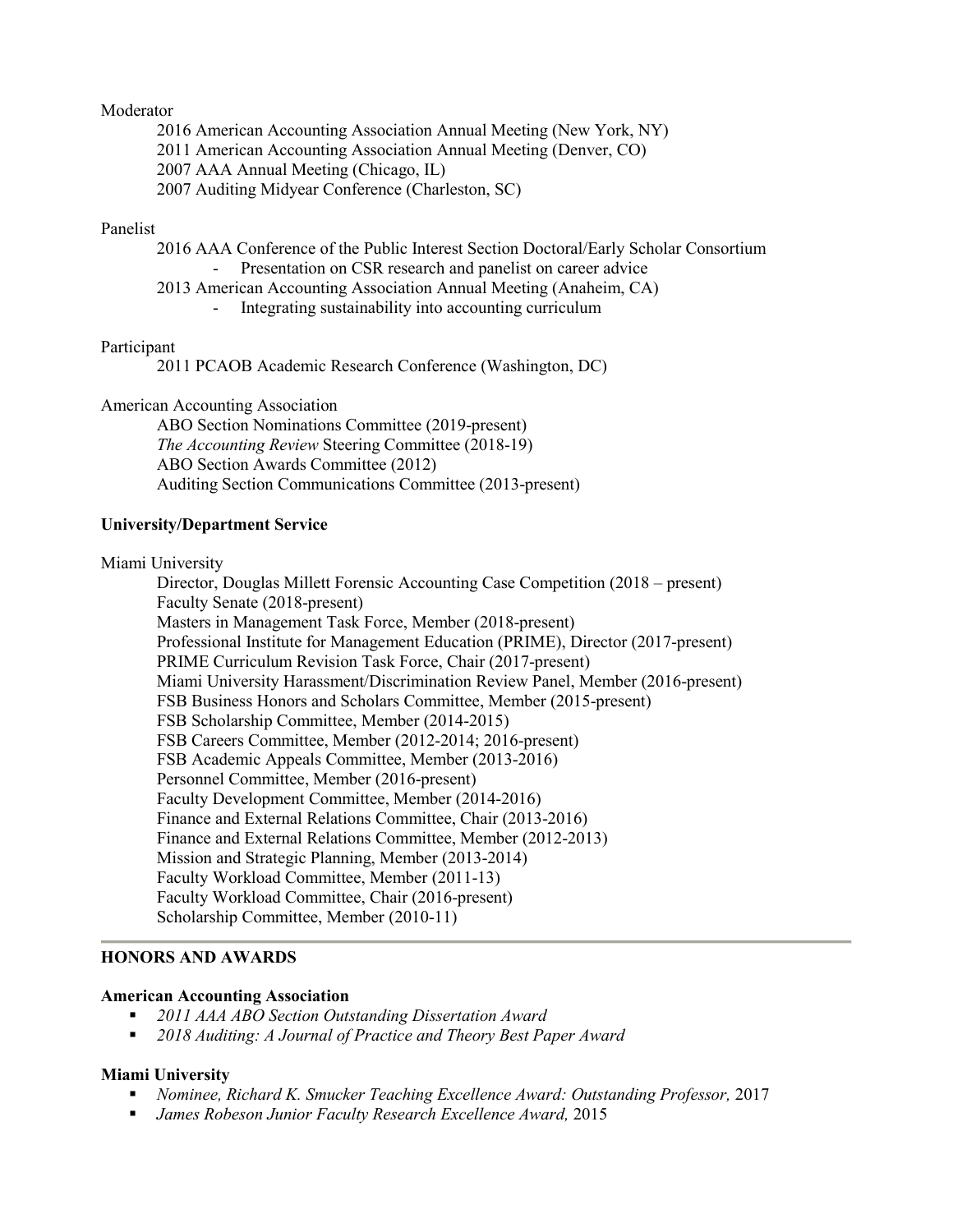Moderator

2016 American Accounting Association Annual Meeting (New York, NY)
2011 American Accounting Association Annual Meeting (Denver, CO)
2007 AAA Annual Meeting (Chicago, IL)
2007 Auditing Midyear Conference (Charleston, SC)

Panelist

2016 AAA Conference of the Public Interest Section Doctoral/Early Scholar Consortium
- Presentation on CSR research and panelist on career advice

2013 American Accounting Association Annual Meeting (Anaheim, CA)
- Integrating sustainability into accounting curriculum

Participant

2011 PCAOB Academic Research Conference (Washington, DC)

American Accounting Association

ABO Section Nominations Committee (2019-present)
*The Accounting Review* Steering Committee (2018-19)
ABO Section Awards Committee (2012)
Auditing Section Communications Committee (2013-present)

### University/Department Service

Miami University

Director, Douglas Millett Forensic Accounting Case Competition (2018 – present)
Faculty Senate (2018-present)
Masters in Management Task Force, Member (2018-present)
Professional Institute for Management Education (PRIME), Director (2017-present)
PRIME Curriculum Revision Task Force, Chair (2017-present)
Miami University Harassment/Discrimination Review Panel, Member (2016-present)
FSB Business Honors and Scholars Committee, Member (2015-present)
FSB Scholarship Committee, Member (2014-2015)
FSB Careers Committee, Member (2012-2014; 2016-present)
FSB Academic Appeals Committee, Member (2013-2016)
Personnel Committee, Member (2016-present)
Faculty Development Committee, Member (2014-2016)
Finance and External Relations Committee, Chair (2013-2016)
Finance and External Relations Committee, Member (2012-2013)
Mission and Strategic Planning, Member (2013-2014)
Faculty Workload Committee, Member (2011-13)
Faculty Workload Committee, Chair (2016-present)
Scholarship Committee, Member (2010-11)

## HONORS AND AWARDS

### American Accounting Association

- *2011 AAA ABO Section Outstanding Dissertation Award*
- *2018 Auditing: A Journal of Practice and Theory Best Paper Award*

### Miami University

- *Nominee, Richard K. Smucker Teaching Excellence Award: Outstanding Professor,* 2017
- *James Robeson Junior Faculty Research Excellence Award,* 2015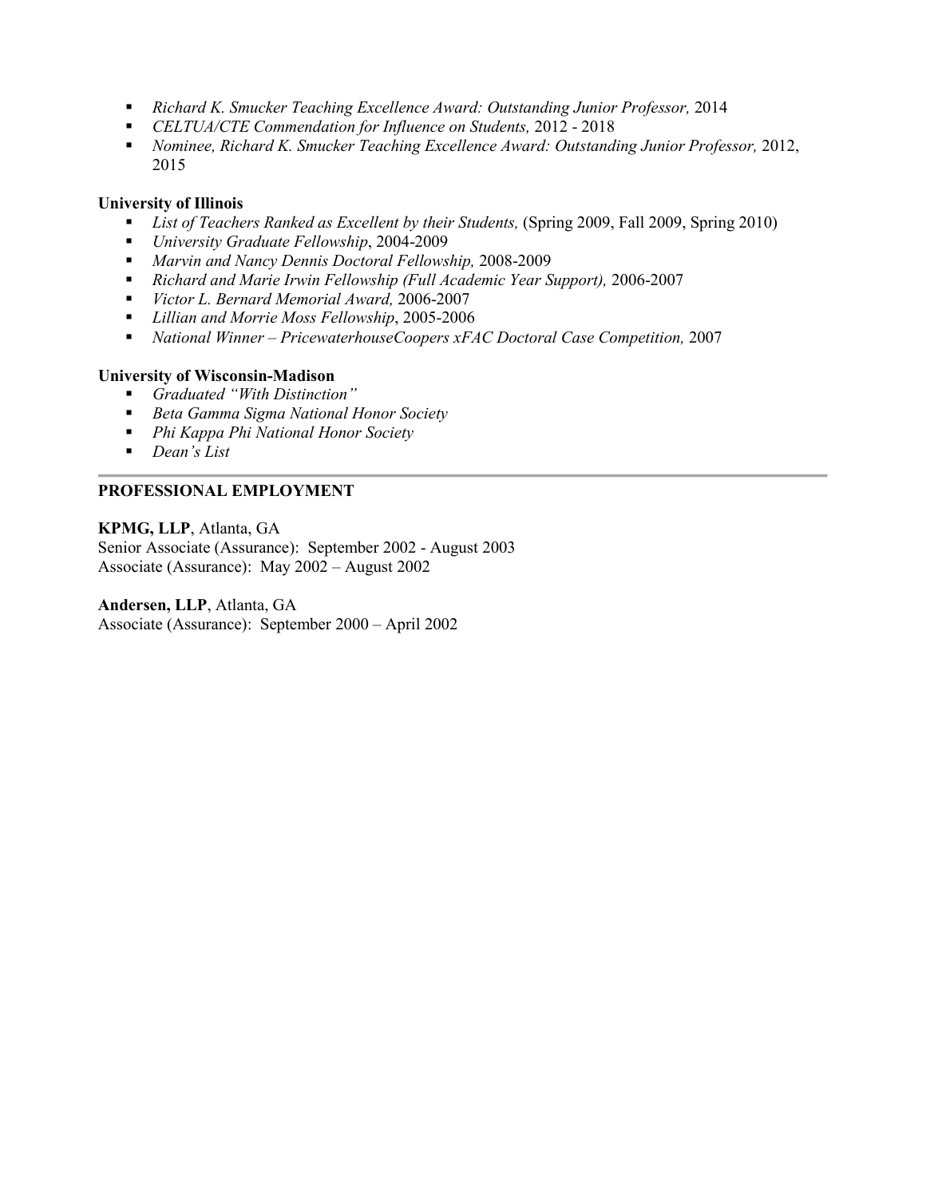- *Richard K. Smucker Teaching Excellence Award: Outstanding Junior Professor,* 2014
- *CELTUA/CTE Commendation for Influence on Students,* 2012 - 2018
- *Nominee, Richard K. Smucker Teaching Excellence Award: Outstanding Junior Professor,* 2012, 2015

**University of Illinois**

- *List of Teachers Ranked as Excellent by their Students,* (Spring 2009, Fall 2009, Spring 2010)
- *University Graduate Fellowship*, 2004-2009
- *Marvin and Nancy Dennis Doctoral Fellowship,* 2008-2009
- *Richard and Marie Irwin Fellowship (Full Academic Year Support),* 2006-2007
- *Victor L. Bernard Memorial Award,* 2006-2007
- *Lillian and Morrie Moss Fellowship*, 2005-2006
- *National Winner – PricewaterhouseCoopers xFAC Doctoral Case Competition,* 2007

**University of Wisconsin-Madison**

- *Graduated "With Distinction"*
- *Beta Gamma Sigma National Honor Society*
- *Phi Kappa Phi National Honor Society*
- *Dean's List*

---

## PROFESSIONAL EMPLOYMENT

**KPMG, LLP**, Atlanta, GA
Senior Associate (Assurance): September 2002 - August 2003
Associate (Assurance): May 2002 – August 2002

**Andersen, LLP**, Atlanta, GA
Associate (Assurance): September 2000 – April 2002